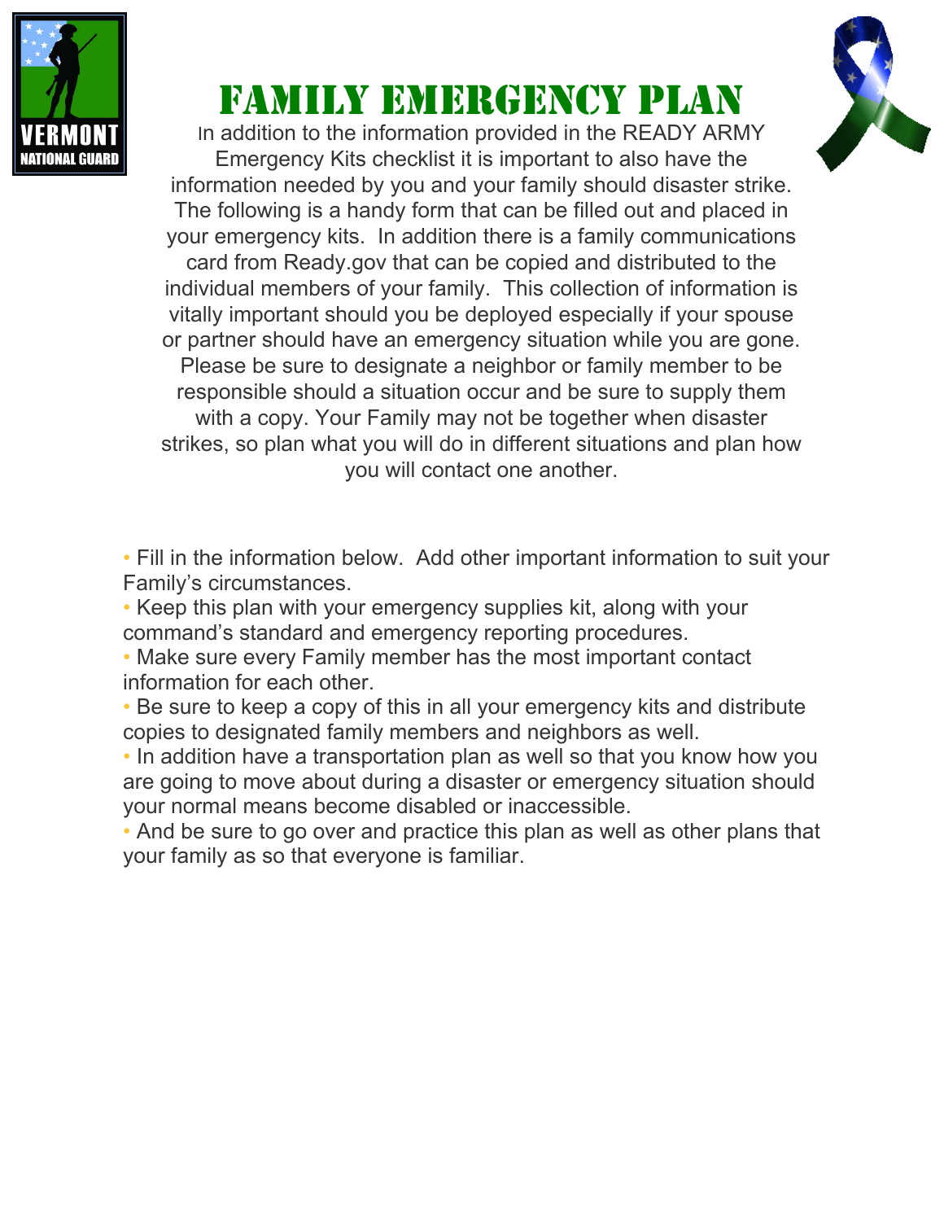# Family Emergency Plan

In addition to the information provided in the READY ARMY Emergency Kits checklist it is important to also have the information needed by you and your family should disaster strike. The following is a handy form that can be filled out and placed in your emergency kits. In addition there is a family communications card from Ready.gov that can be copied and distributed to the individual members of your family. This collection of information is vitally important should you be deployed especially if your spouse or partner should have an emergency situation while you are gone. Please be sure to designate a neighbor or family member to be responsible should a situation occur and be sure to supply them with a copy. Your Family may not be together when disaster strikes, so plan what you will do in different situations and plan how you will contact one another.

- Fill in the information below. Add other important information to suit your Family's circumstances.
- Keep this plan with your emergency supplies kit, along with your command's standard and emergency reporting procedures.
- Make sure every Family member has the most important contact information for each other.
- Be sure to keep a copy of this in all your emergency kits and distribute copies to designated family members and neighbors as well.
- In addition have a transportation plan as well so that you know how you are going to move about during a disaster or emergency situation should your normal means become disabled or inaccessible.
- And be sure to go over and practice this plan as well as other plans that your family as so that everyone is familiar.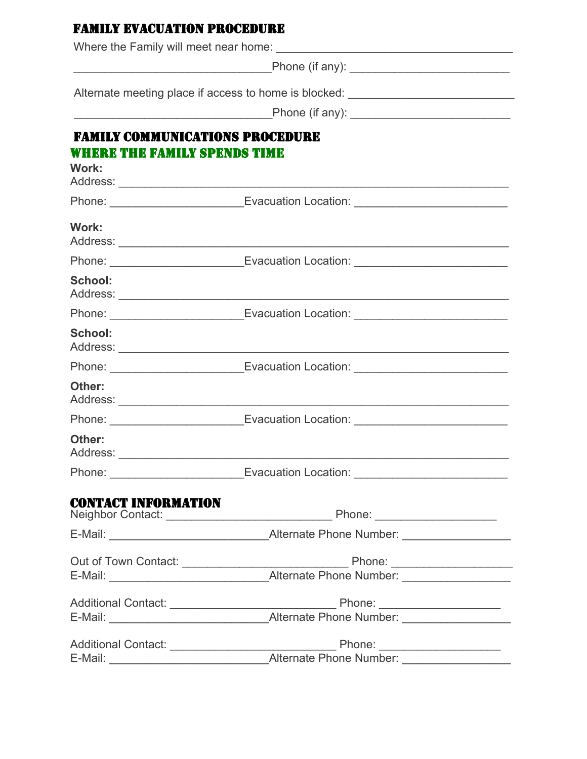## FAMILY EVACUATION PROCEDURE

Where the Family will meet near home: ______________________________________

______________________________Phone (if any): ________________________

Alternate meeting place if access to home is blocked: _________________________

______________________________Phone (if any): ________________________

## FAMILY COMMUNICATIONS PROCEDURE

### WHERE THE FAMILY SPENDS TIME

**Work:**
Address: ___________________________________________________________

Phone: ____________________Evacuation Location: _______________________

**Work:**
Address: ___________________________________________________________

Phone: ____________________Evacuation Location: _______________________

**School:**
Address: ___________________________________________________________

Phone: ____________________Evacuation Location: _______________________

**School:**
Address: ___________________________________________________________

Phone: ____________________Evacuation Location: _______________________

**Other:**
Address: ___________________________________________________________

Phone: ____________________Evacuation Location: _______________________

**Other:**
Address: ___________________________________________________________

Phone: ____________________Evacuation Location: _______________________

## CONTACT INFORMATION

Neighbor Contact: _________________________ Phone: __________________

E-Mail: ________________________Alternate Phone Number: ________________

Out of Town Contact: _________________________ Phone: __________________
E-Mail: ________________________Alternate Phone Number: ________________

Additional Contact: _________________________ Phone: __________________
E-Mail: ________________________Alternate Phone Number: ________________

Additional Contact: _________________________ Phone: __________________
E-Mail: ________________________Alternate Phone Number: ________________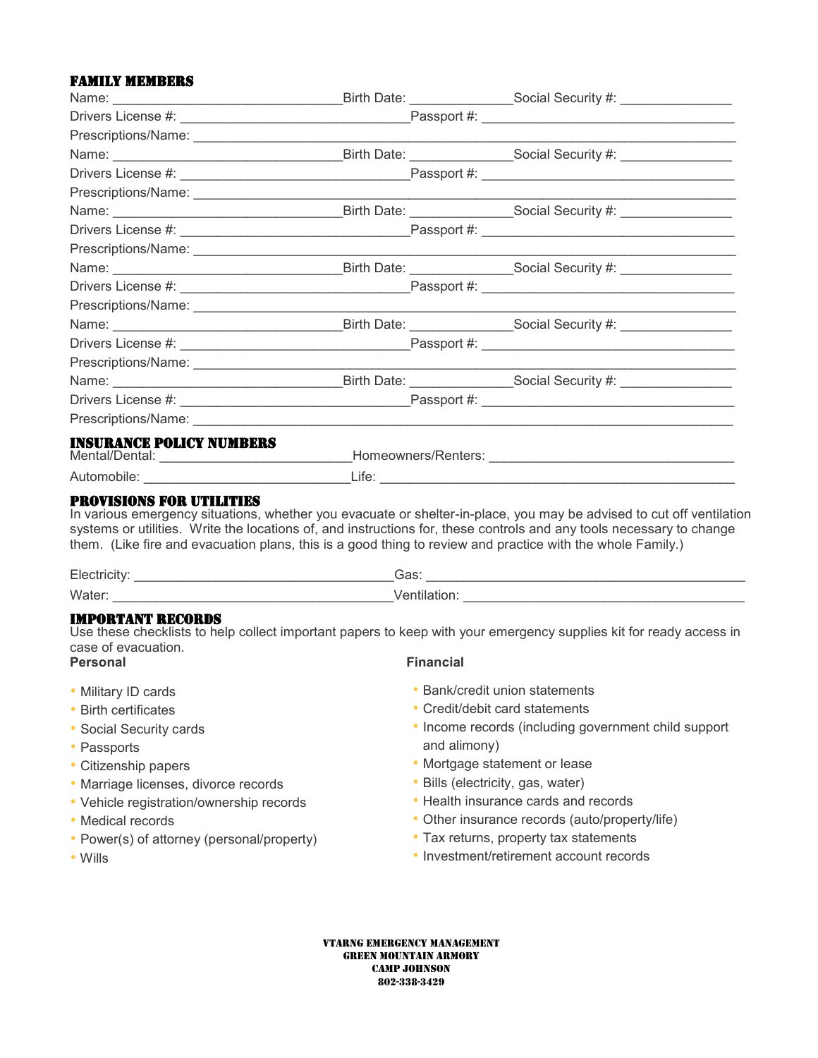## FAMILY MEMBERS

Name: ______________________________ Birth Date: _____________ Social Security #: _______________

Drivers License #: ______________________________ Passport #: __________________________________

Prescriptions/Name: _________________________________________________________________________

Name: ______________________________ Birth Date: _____________ Social Security #: _______________

Drivers License #: ______________________________ Passport #: __________________________________

Prescriptions/Name: _________________________________________________________________________

Name: ______________________________ Birth Date: _____________ Social Security #: _______________

Drivers License #: ______________________________ Passport #: __________________________________

Prescriptions/Name: _________________________________________________________________________

Name: ______________________________ Birth Date: _____________ Social Security #: _______________

Drivers License #: ______________________________ Passport #: __________________________________

Prescriptions/Name: _________________________________________________________________________

Name: ______________________________ Birth Date: _____________ Social Security #: _______________

Drivers License #: ______________________________ Passport #: __________________________________

Prescriptions/Name: _________________________________________________________________________

Name: ______________________________ Birth Date: _____________ Social Security #: _______________

Drivers License #: ______________________________ Passport #: __________________________________

Prescriptions/Name: _________________________________________________________________________

## INSURANCE POLICY NUMBERS

Mental/Dental: _________________________ Homeowners/Renters: ________________________________

Automobile: ___________________________ Life: _______________________________________________

## PROVISIONS FOR UTILITIES

In various emergency situations, whether you evacuate or shelter-in-place, you may be advised to cut off ventilation systems or utilities. Write the locations of, and instructions for, these controls and any tools necessary to change them. (Like fire and evacuation plans, this is a good thing to review and practice with the whole Family.)

Electricity: __________________________________ Gas: ___________________________________________

Water: _____________________________________ Ventilation: _____________________________________

## IMPORTANT RECORDS

Use these checklists to help collect important papers to keep with your emergency supplies kit for ready access in case of evacuation.

**Personal**

- Military ID cards
- Birth certificates
- Social Security cards
- Passports
- Citizenship papers
- Marriage licenses, divorce records
- Vehicle registration/ownership records
- Medical records
- Power(s) of attorney (personal/property)
- Wills

**Financial**

- Bank/credit union statements
- Credit/debit card statements
- Income records (including government child support and alimony)
- Mortgage statement or lease
- Bills (electricity, gas, water)
- Health insurance cards and records
- Other insurance records (auto/property/life)
- Tax returns, property tax statements
- Investment/retirement account records

**VTARNG EMERGENCY MANAGEMENT**
**GREEN MOUNTAIN ARMORY**
**CAMP JOHNSON**
**802-338-3429**